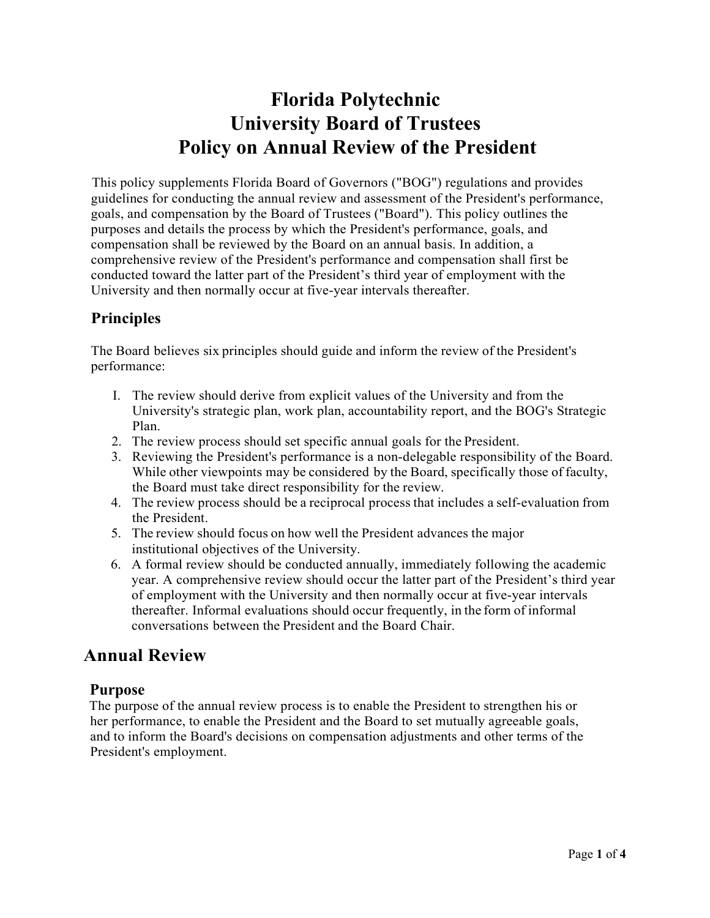# Florida Polytechnic University Board of Trustees Policy on Annual Review of the President

This policy supplements Florida Board of Governors ("BOG") regulations and provides guidelines for conducting the annual review and assessment of the President's performance, goals, and compensation by the Board of Trustees ("Board"). This policy outlines the purposes and details the process by which the President's performance, goals, and compensation shall be reviewed by the Board on an annual basis. In addition, a comprehensive review of the President's performance and compensation shall first be conducted toward the latter part of the President's third year of employment with the University and then normally occur at five-year intervals thereafter.

### Principles

The Board believes six principles should guide and inform the review of the President's performance:

1. The review should derive from explicit values of the University and from the University's strategic plan, work plan, accountability report, and the BOG's Strategic Plan.
2. The review process should set specific annual goals for the President.
3. Reviewing the President's performance is a non-delegable responsibility of the Board. While other viewpoints may be considered by the Board, specifically those of faculty, the Board must take direct responsibility for the review.
4. The review process should be a reciprocal process that includes a self-evaluation from the President.
5. The review should focus on how well the President advances the major institutional objectives of the University.
6. A formal review should be conducted annually, immediately following the academic year. A comprehensive review should occur the latter part of the President's third year of employment with the University and then normally occur at five-year intervals thereafter. Informal evaluations should occur frequently, in the form of informal conversations between the President and the Board Chair.

## Annual Review

### Purpose

The purpose of the annual review process is to enable the President to strengthen his or her performance, to enable the President and the Board to set mutually agreeable goals, and to inform the Board's decisions on compensation adjustments and other terms of the President's employment.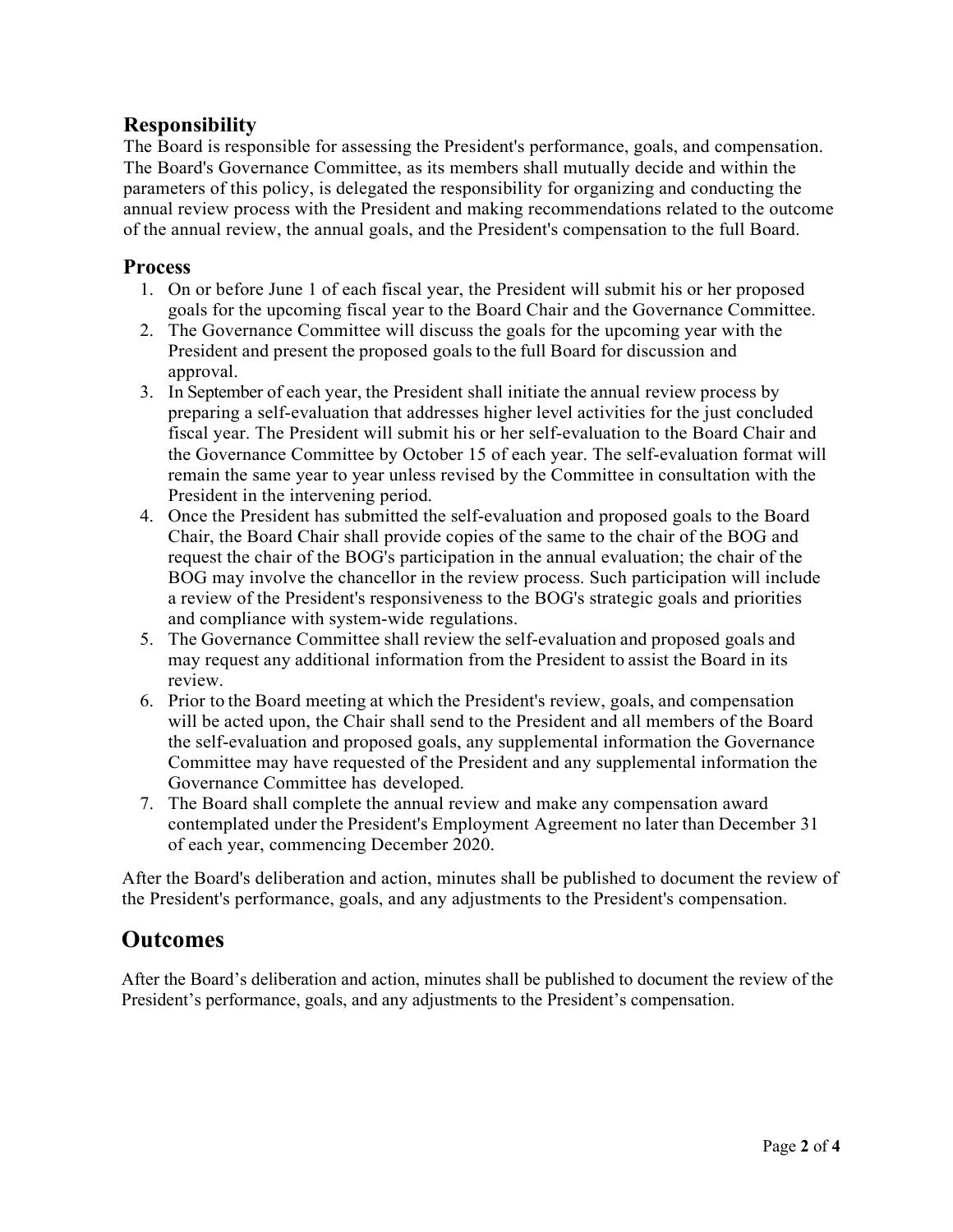### Responsibility

The Board is responsible for assessing the President's performance, goals, and compensation. The Board's Governance Committee, as its members shall mutually decide and within the parameters of this policy, is delegated the responsibility for organizing and conducting the annual review process with the President and making recommendations related to the outcome of the annual review, the annual goals, and the President's compensation to the full Board.

### Process

1. On or before June 1 of each fiscal year, the President will submit his or her proposed goals for the upcoming fiscal year to the Board Chair and the Governance Committee.
2. The Governance Committee will discuss the goals for the upcoming year with the President and present the proposed goals to the full Board for discussion and approval.
3. In September of each year, the President shall initiate the annual review process by preparing a self-evaluation that addresses higher level activities for the just concluded fiscal year. The President will submit his or her self-evaluation to the Board Chair and the Governance Committee by October 15 of each year. The self-evaluation format will remain the same year to year unless revised by the Committee in consultation with the President in the intervening period.
4. Once the President has submitted the self-evaluation and proposed goals to the Board Chair, the Board Chair shall provide copies of the same to the chair of the BOG and request the chair of the BOG's participation in the annual evaluation; the chair of the BOG may involve the chancellor in the review process. Such participation will include a review of the President's responsiveness to the BOG's strategic goals and priorities and compliance with system-wide regulations.
5. The Governance Committee shall review the self-evaluation and proposed goals and may request any additional information from the President to assist the Board in its review.
6. Prior to the Board meeting at which the President's review, goals, and compensation will be acted upon, the Chair shall send to the President and all members of the Board the self-evaluation and proposed goals, any supplemental information the Governance Committee may have requested of the President and any supplemental information the Governance Committee has developed.
7. The Board shall complete the annual review and make any compensation award contemplated under the President's Employment Agreement no later than December 31 of each year, commencing December 2020.

After the Board's deliberation and action, minutes shall be published to document the review of the President's performance, goals, and any adjustments to the President's compensation.

## Outcomes

After the Board’s deliberation and action, minutes shall be published to document the review of the President’s performance, goals, and any adjustments to the President’s compensation.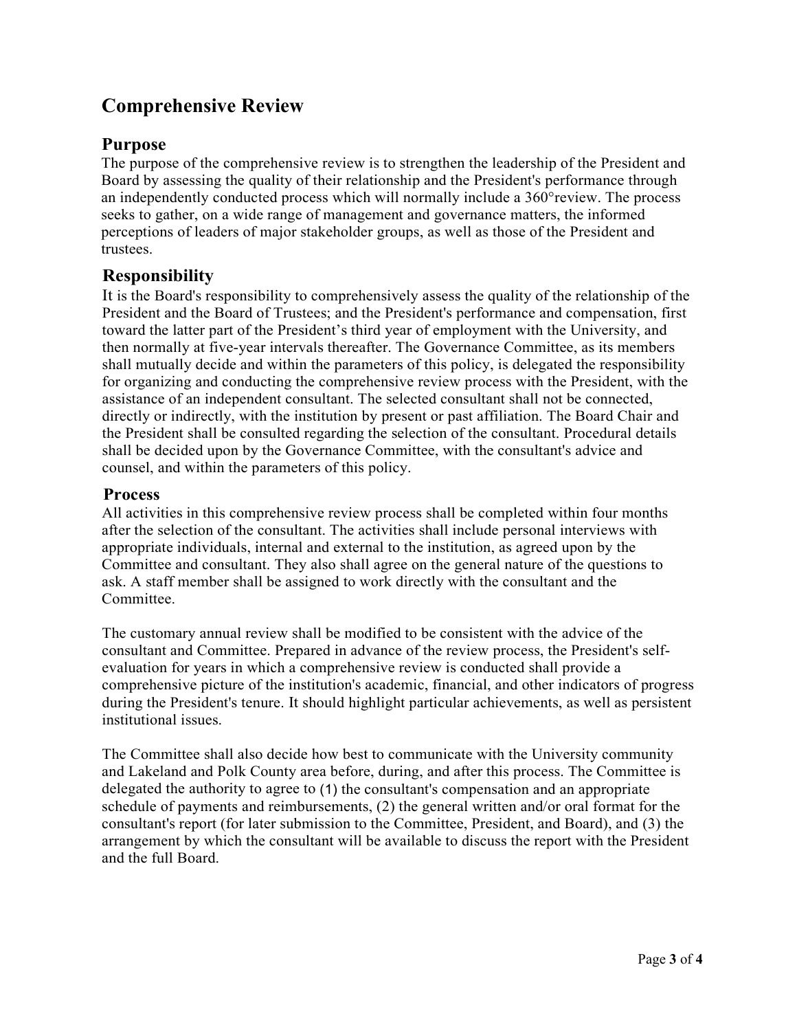# Comprehensive Review

## Purpose

The purpose of the comprehensive review is to strengthen the leadership of the President and Board by assessing the quality of their relationship and the President's performance through an independently conducted process which will normally include a 360°review. The process seeks to gather, on a wide range of management and governance matters, the informed perceptions of leaders of major stakeholder groups, as well as those of the President and trustees.

## Responsibility

It is the Board's responsibility to comprehensively assess the quality of the relationship of the President and the Board of Trustees; and the President's performance and compensation, first toward the latter part of the President's third year of employment with the University, and then normally at five-year intervals thereafter. The Governance Committee, as its members shall mutually decide and within the parameters of this policy, is delegated the responsibility for organizing and conducting the comprehensive review process with the President, with the assistance of an independent consultant. The selected consultant shall not be connected, directly or indirectly, with the institution by present or past affiliation. The Board Chair and the President shall be consulted regarding the selection of the consultant. Procedural details shall be decided upon by the Governance Committee, with the consultant's advice and counsel, and within the parameters of this policy.

## Process

All activities in this comprehensive review process shall be completed within four months after the selection of the consultant. The activities shall include personal interviews with appropriate individuals, internal and external to the institution, as agreed upon by the Committee and consultant. They also shall agree on the general nature of the questions to ask. A staff member shall be assigned to work directly with the consultant and the Committee.

The customary annual review shall be modified to be consistent with the advice of the consultant and Committee. Prepared in advance of the review process, the President's self-evaluation for years in which a comprehensive review is conducted shall provide a comprehensive picture of the institution's academic, financial, and other indicators of progress during the President's tenure. It should highlight particular achievements, as well as persistent institutional issues.

The Committee shall also decide how best to communicate with the University community and Lakeland and Polk County area before, during, and after this process. The Committee is delegated the authority to agree to (1) the consultant's compensation and an appropriate schedule of payments and reimbursements, (2) the general written and/or oral format for the consultant's report (for later submission to the Committee, President, and Board), and (3) the arrangement by which the consultant will be available to discuss the report with the President and the full Board.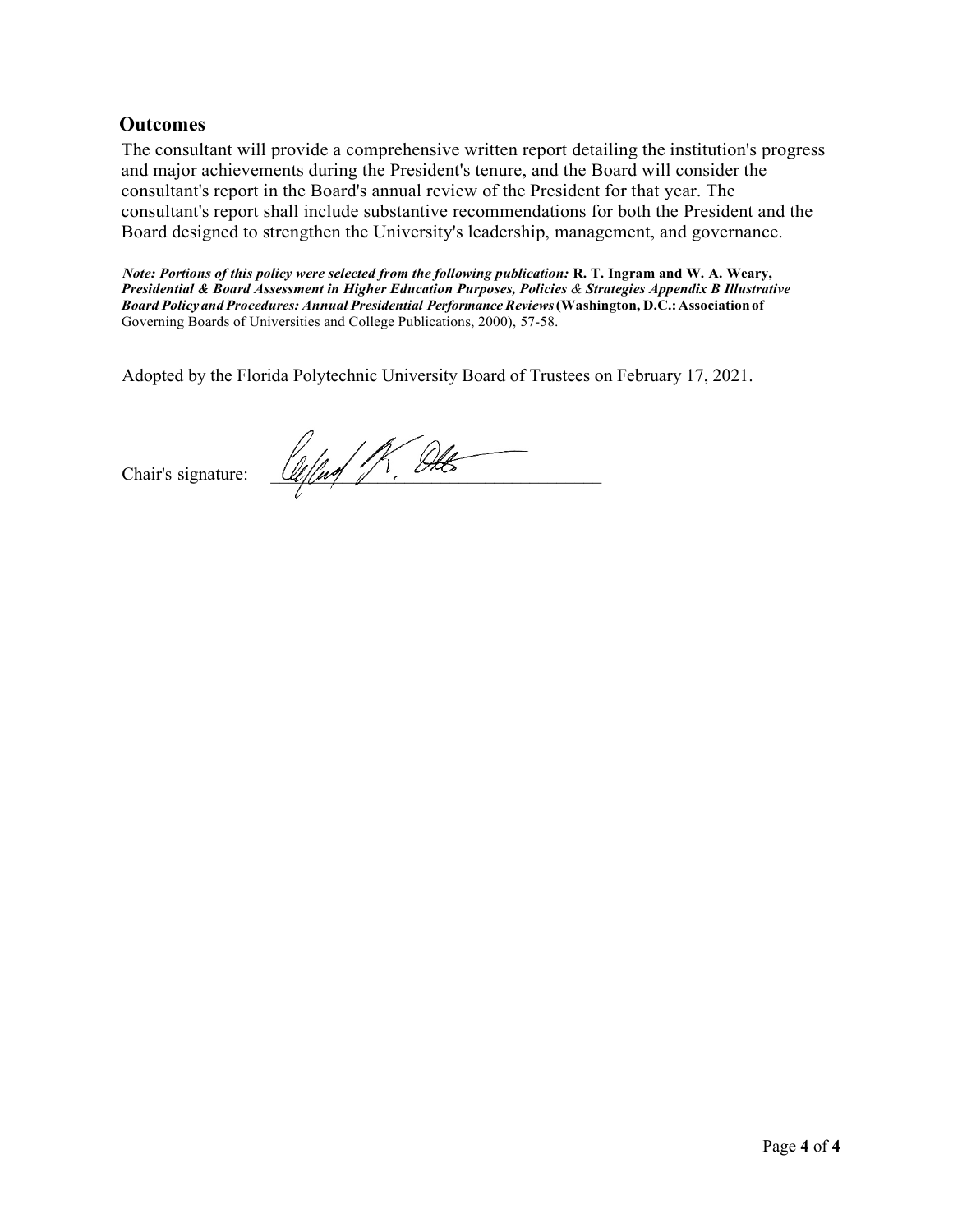## Outcomes

The consultant will provide a comprehensive written report detailing the institution's progress and major achievements during the President's tenure, and the Board will consider the consultant's report in the Board's annual review of the President for that year. The consultant's report shall include substantive recommendations for both the President and the Board designed to strengthen the University's leadership, management, and governance.

***Note: Portions of this policy were selected from the following publication:*** **R. T. Ingram and W. A. Weary,** ***Presidential & Board Assessment in Higher Education Purposes, Policies & Strategies Appendix B Illustrative Board Policy and Procedures: Annual Presidential Performance Reviews*** **(Washington, D.C.: Association of** Governing Boards of Universities and College Publications, 2000), 57-58.

Adopted by the Florida Polytechnic University Board of Trustees on February 17, 2021.

Chair's signature: ______________________________